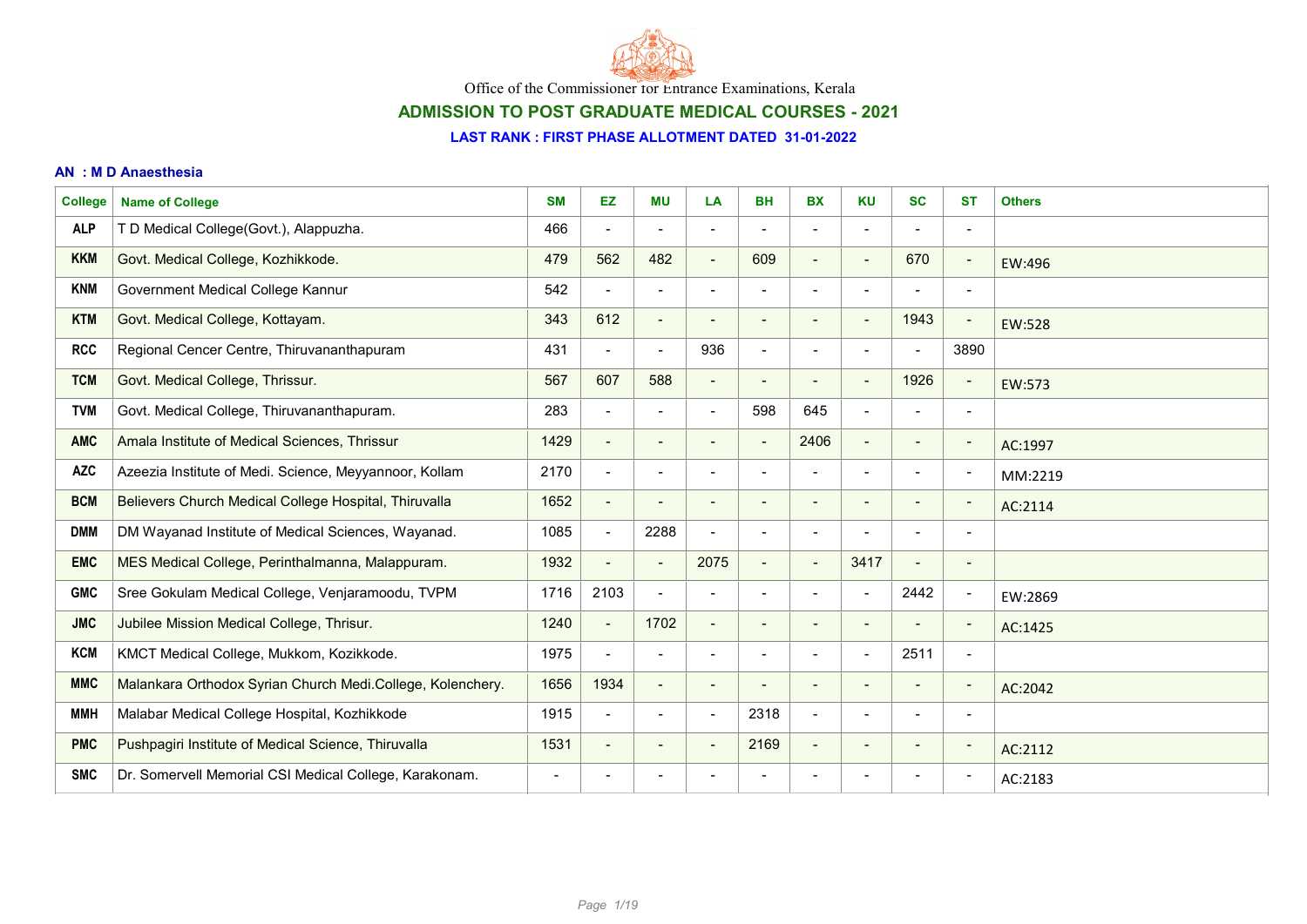Office of the Commissioner for Entrance Examinations, Kerala

## ADMISSION TO POST GRADUATE MEDICAL COURSES - 2021

### LAST RANK : FIRST PHASE ALLOTMENT DATED 31-01-2022

**AN : M D Anaesthesia**

| College | Name of College | SM | EZ | MU | LA | BH | BX | KU | SC | ST | Others |
|---|---|---|---|---|---|---|---|---|---|---|---|
| ALP | T D Medical College(Govt.), Alappuzha. | 466 | - | - | - | - | - | - | - | - | |
| KKM | Govt. Medical College, Kozhikkode. | 479 | 562 | 482 | - | 609 | - | - | 670 | - | EW:496 |
| KNM | Government Medical College Kannur | 542 | - | - | - | - | - | - | - | - | |
| KTM | Govt. Medical College, Kottayam. | 343 | 612 | - | - | - | - | - | 1943 | - | EW:528 |
| RCC | Regional Cencer Centre, Thiruvananthapuram | 431 | - | - | 936 | - | - | - | - | 3890 | |
| TCM | Govt. Medical College, Thrissur. | 567 | 607 | 588 | - | - | - | - | 1926 | - | EW:573 |
| TVM | Govt. Medical College, Thiruvananthapuram. | 283 | - | - | - | 598 | 645 | - | - | - | |
| AMC | Amala Institute of Medical Sciences, Thrissur | 1429 | - | - | - | - | 2406 | - | - | - | AC:1997 |
| AZC | Azeezia Institute of Medi. Science, Meyyannoor, Kollam | 2170 | - | - | - | - | - | - | - | - | MM:2219 |
| BCM | Believers Church Medical College Hospital, Thiruvalla | 1652 | - | - | - | - | - | - | - | - | AC:2114 |
| DMM | DM Wayanad Institute of Medical Sciences, Wayanad. | 1085 | - | 2288 | - | - | - | - | - | - | |
| EMC | MES Medical College, Perinthalmanna, Malappuram. | 1932 | - | - | 2075 | - | - | 3417 | - | - | |
| GMC | Sree Gokulam Medical College, Venjaramoodu, TVPM | 1716 | 2103 | - | - | - | - | - | 2442 | - | EW:2869 |
| JMC | Jubilee Mission Medical College, Thrisur. | 1240 | - | 1702 | - | - | - | - | - | - | AC:1425 |
| KCM | KMCT Medical College, Mukkom, Kozikkode. | 1975 | - | - | - | - | - | - | 2511 | - | |
| MMC | Malankara Orthodox Syrian Church Medi.College, Kolenchery. | 1656 | 1934 | - | - | - | - | - | - | - | AC:2042 |
| MMH | Malabar Medical College Hospital, Kozhikkode | 1915 | - | - | - | 2318 | - | - | - | - | |
| PMC | Pushpagiri Institute of Medical Science, Thiruvalla | 1531 | - | - | - | 2169 | - | - | - | - | AC:2112 |
| SMC | Dr. Somervell Memorial CSI Medical College, Karakonam. | - | - | - | - | - | - | - | - | - | AC:2183 |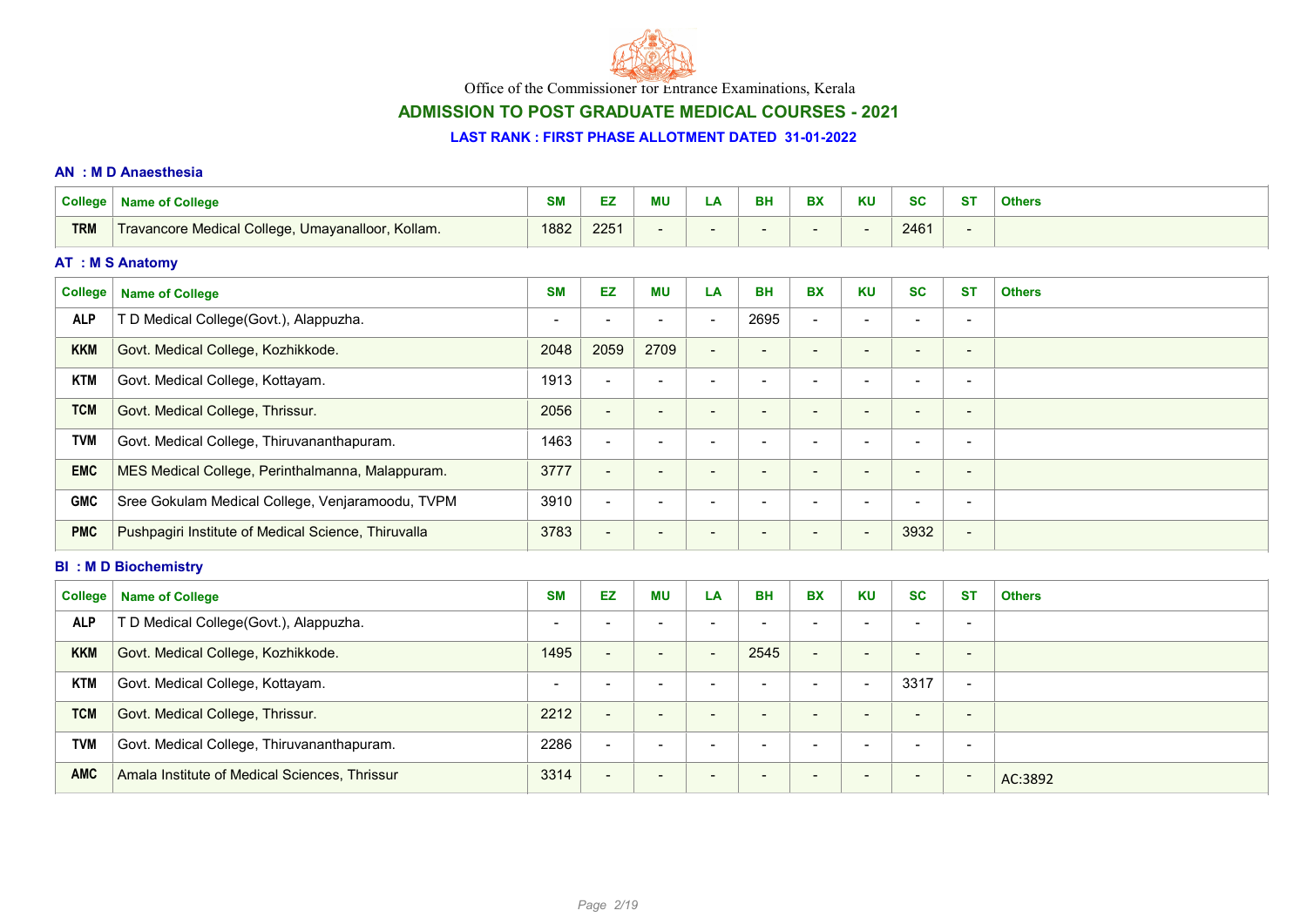Office of the Commissioner for Entrance Examinations, Kerala

## ADMISSION TO POST GRADUATE MEDICAL COURSES - 2021

### LAST RANK : FIRST PHASE ALLOTMENT DATED 31-01-2022

#### AN : M D Anaesthesia

| College | Name of College | SM | EZ | MU | LA | BH | BX | KU | SC | ST | Others |
|---|---|---|---|---|---|---|---|---|---|---|---|
| TRM | Travancore Medical College, Umayanalloor, Kollam. | 1882 | 2251 | - | - | - | - | - | 2461 | - | |

#### AT : M S Anatomy

| College | Name of College | SM | EZ | MU | LA | BH | BX | KU | SC | ST | Others |
|---|---|---|---|---|---|---|---|---|---|---|---|
| ALP | T D Medical College(Govt.), Alappuzha. | - | - | - | - | 2695 | - | - | - | - | |
| KKM | Govt. Medical College, Kozhikkode. | 2048 | 2059 | 2709 | - | - | - | - | - | - | |
| KTM | Govt. Medical College, Kottayam. | 1913 | - | - | - | - | - | - | - | - | |
| TCM | Govt. Medical College, Thrissur. | 2056 | - | - | - | - | - | - | - | - | |
| TVM | Govt. Medical College, Thiruvananthapuram. | 1463 | - | - | - | - | - | - | - | - | |
| EMC | MES Medical College, Perinthalmanna, Malappuram. | 3777 | - | - | - | - | - | - | - | - | |
| GMC | Sree Gokulam Medical College, Venjaramoodu, TVPM | 3910 | - | - | - | - | - | - | - | - | |
| PMC | Pushpagiri Institute of Medical Science, Thiruvalla | 3783 | - | - | - | - | - | - | 3932 | - | |

#### BI : M D Biochemistry

| College | Name of College | SM | EZ | MU | LA | BH | BX | KU | SC | ST | Others |
|---|---|---|---|---|---|---|---|---|---|---|---|
| ALP | T D Medical College(Govt.), Alappuzha. | - | - | - | - | - | - | - | - | - | |
| KKM | Govt. Medical College, Kozhikkode. | 1495 | - | - | - | 2545 | - | - | - | - | |
| KTM | Govt. Medical College, Kottayam. | - | - | - | - | - | - | - | 3317 | - | |
| TCM | Govt. Medical College, Thrissur. | 2212 | - | - | - | - | - | - | - | - | |
| TVM | Govt. Medical College, Thiruvananthapuram. | 2286 | - | - | - | - | - | - | - | - | |
| AMC | Amala Institute of Medical Sciences, Thrissur | 3314 | - | - | - | - | - | - | - | - | AC:3892 |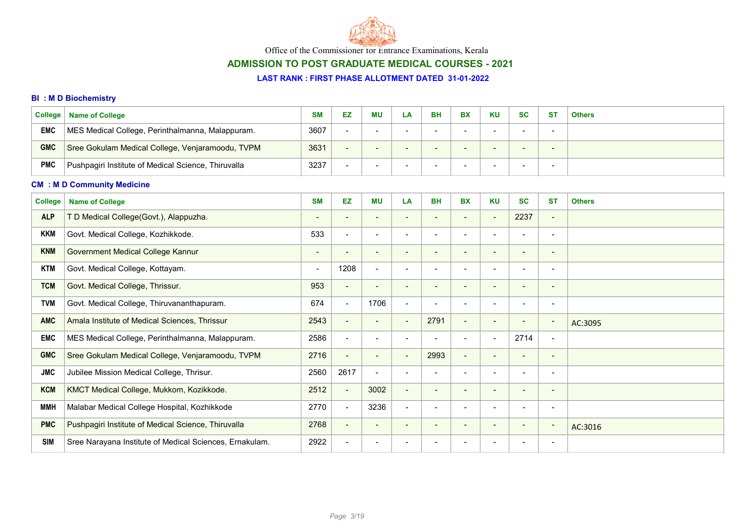Office of the Commissioner for Entrance Examinations, Kerala

## ADMISSION TO POST GRADUATE MEDICAL COURSES - 2021

### LAST RANK : FIRST PHASE ALLOTMENT DATED 31-01-2022

### BI : M D Biochemistry

| College | Name of College | SM | EZ | MU | LA | BH | BX | KU | SC | ST | Others |
|---|---|---|---|---|---|---|---|---|---|---|---|
| EMC | MES Medical College, Perinthalmanna, Malappuram. | 3607 | - | - | - | - | - | - | - | - | |
| GMC | Sree Gokulam Medical College, Venjaramoodu, TVPM | 3631 | - | - | - | - | - | - | - | - | |
| PMC | Pushpagiri Institute of Medical Science, Thiruvalla | 3237 | - | - | - | - | - | - | - | - | |

### CM : M D Community Medicine

| College | Name of College | SM | EZ | MU | LA | BH | BX | KU | SC | ST | Others |
|---|---|---|---|---|---|---|---|---|---|---|---|
| ALP | T D Medical College(Govt.), Alappuzha. | - | - | - | - | - | - | - | 2237 | - | |
| KKM | Govt. Medical College, Kozhikkode. | 533 | - | - | - | - | - | - | - | - | |
| KNM | Government Medical College Kannur | - | - | - | - | - | - | - | - | - | |
| KTM | Govt. Medical College, Kottayam. | - | 1208 | - | - | - | - | - | - | - | |
| TCM | Govt. Medical College, Thrissur. | 953 | - | - | - | - | - | - | - | - | |
| TVM | Govt. Medical College, Thiruvananthapuram. | 674 | - | 1706 | - | - | - | - | - | - | |
| AMC | Amala Institute of Medical Sciences, Thrissur | 2543 | - | - | - | 2791 | - | - | - | - | AC:3095 |
| EMC | MES Medical College, Perinthalmanna, Malappuram. | 2586 | - | - | - | - | - | - | 2714 | - | |
| GMC | Sree Gokulam Medical College, Venjaramoodu, TVPM | 2716 | - | - | - | 2993 | - | - | - | - | |
| JMC | Jubilee Mission Medical College, Thrisur. | 2560 | 2617 | - | - | - | - | - | - | - | |
| KCM | KMCT Medical College, Mukkom, Kozikkode. | 2512 | - | 3002 | - | - | - | - | - | - | |
| MMH | Malabar Medical College Hospital, Kozhikkode | 2770 | - | 3236 | - | - | - | - | - | - | |
| PMC | Pushpagiri Institute of Medical Science, Thiruvalla | 2768 | - | - | - | - | - | - | - | - | AC:3016 |
| SIM | Sree Narayana Institute of Medical Sciences, Ernakulam. | 2922 | - | - | - | - | - | - | - | - | |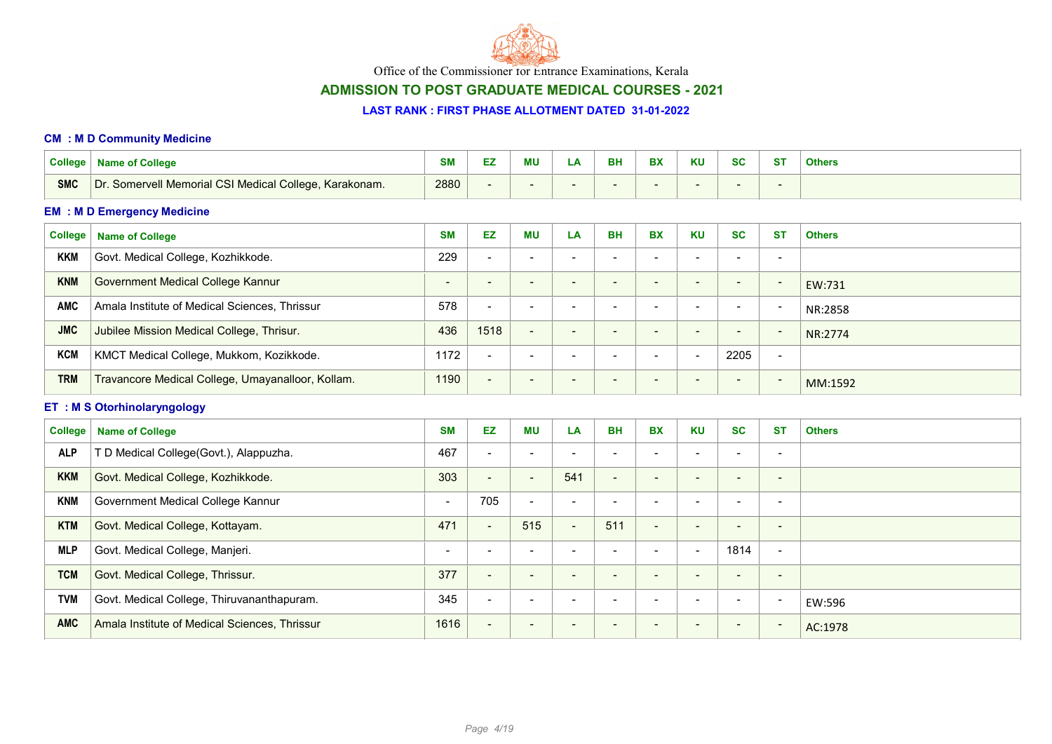Office of the Commissioner for Entrance Examinations, Kerala

## ADMISSION TO POST GRADUATE MEDICAL COURSES - 2021

### LAST RANK : FIRST PHASE ALLOTMENT DATED 31-01-2022

#### CM : M D Community Medicine

| College | Name of College | SM | EZ | MU | LA | BH | BX | KU | SC | ST | Others |
|---|---|---|---|---|---|---|---|---|---|---|---|
| SMC | Dr. Somervell Memorial CSI Medical College, Karakonam. | 2880 | - | - | - | - | - | - | - | - | |

#### EM : M D Emergency Medicine

| College | Name of College | SM | EZ | MU | LA | BH | BX | KU | SC | ST | Others |
|---|---|---|---|---|---|---|---|---|---|---|---|
| KKM | Govt. Medical College, Kozhikkode. | 229 | - | - | - | - | - | - | - | - | |
| KNM | Government Medical College Kannur | - | - | - | - | - | - | - | - | - | EW:731 |
| AMC | Amala Institute of Medical Sciences, Thrissur | 578 | - | - | - | - | - | - | - | - | NR:2858 |
| JMC | Jubilee Mission Medical College, Thrisur. | 436 | 1518 | - | - | - | - | - | - | - | NR:2774 |
| KCM | KMCT Medical College, Mukkom, Kozikkode. | 1172 | - | - | - | - | - | - | 2205 | - | |
| TRM | Travancore Medical College, Umayanalloor, Kollam. | 1190 | - | - | - | - | - | - | - | - | MM:1592 |

#### ET : M S Otorhinolaryngology

| College | Name of College | SM | EZ | MU | LA | BH | BX | KU | SC | ST | Others |
|---|---|---|---|---|---|---|---|---|---|---|---|
| ALP | T D Medical College(Govt.), Alappuzha. | 467 | - | - | - | - | - | - | - | - | |
| KKM | Govt. Medical College, Kozhikkode. | 303 | - | - | 541 | - | - | - | - | - | |
| KNM | Government Medical College Kannur | - | 705 | - | - | - | - | - | - | - | |
| KTM | Govt. Medical College, Kottayam. | 471 | - | 515 | - | 511 | - | - | - | - | |
| MLP | Govt. Medical College, Manjeri. | - | - | - | - | - | - | - | 1814 | - | |
| TCM | Govt. Medical College, Thrissur. | 377 | - | - | - | - | - | - | - | - | |
| TVM | Govt. Medical College, Thiruvananthapuram. | 345 | - | - | - | - | - | - | - | - | EW:596 |
| AMC | Amala Institute of Medical Sciences, Thrissur | 1616 | - | - | - | - | - | - | - | - | AC:1978 |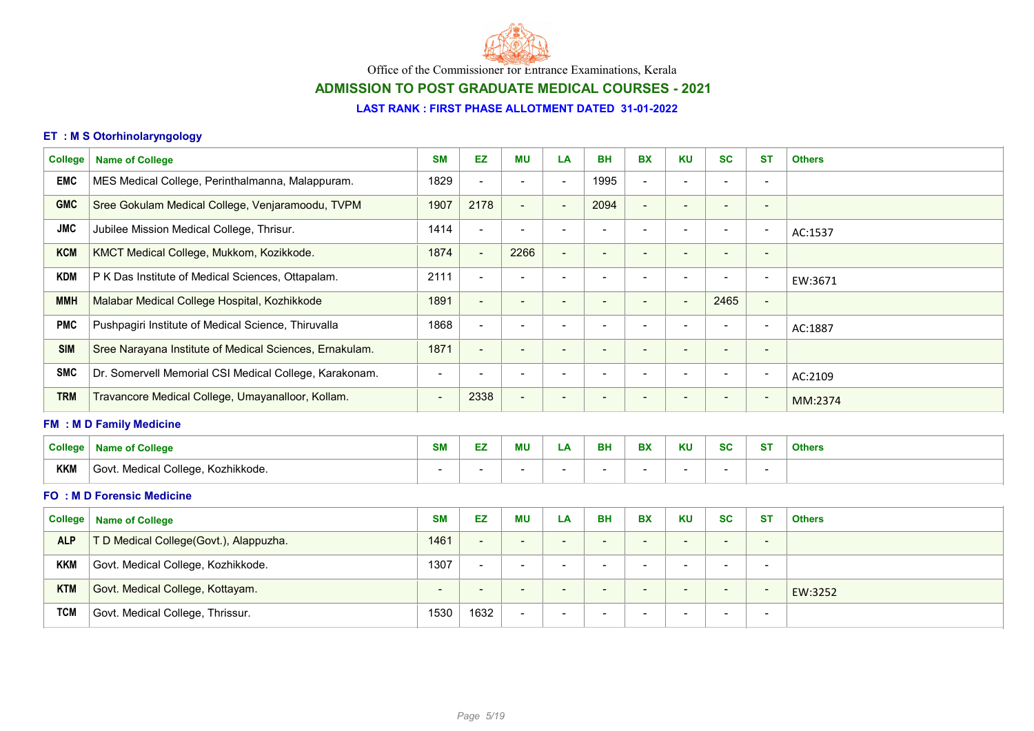Office of the Commissioner for Entrance Examinations, Kerala

## ADMISSION TO POST GRADUATE MEDICAL COURSES - 2021

### LAST RANK : FIRST PHASE ALLOTMENT DATED 31-01-2022

### ET : M S Otorhinolaryngology

| College | Name of College | SM | EZ | MU | LA | BH | BX | KU | SC | ST | Others |
|---|---|---|---|---|---|---|---|---|---|---|---|
| EMC | MES Medical College, Perinthalmanna, Malappuram. | 1829 | - | - | - | 1995 | - | - | - | - | |
| GMC | Sree Gokulam Medical College, Venjaramoodu, TVPM | 1907 | 2178 | - | - | 2094 | - | - | - | - | |
| JMC | Jubilee Mission Medical College, Thrisur. | 1414 | - | - | - | - | - | - | - | - | AC:1537 |
| KCM | KMCT Medical College, Mukkom, Kozikkode. | 1874 | - | 2266 | - | - | - | - | - | - | |
| KDM | P K Das Institute of Medical Sciences, Ottapalam. | 2111 | - | - | - | - | - | - | - | - | EW:3671 |
| MMH | Malabar Medical College Hospital, Kozhikkode | 1891 | - | - | - | - | - | - | 2465 | - | |
| PMC | Pushpagiri Institute of Medical Science, Thiruvalla | 1868 | - | - | - | - | - | - | - | - | AC:1887 |
| SIM | Sree Narayana Institute of Medical Sciences, Ernakulam. | 1871 | - | - | - | - | - | - | - | - | |
| SMC | Dr. Somervell Memorial CSI Medical College, Karakonam. | - | - | - | - | - | - | - | - | - | AC:2109 |
| TRM | Travancore Medical College, Umayanalloor, Kollam. | - | 2338 | - | - | - | - | - | - | - | MM:2374 |

### FM : M D Family Medicine

| College | Name of College | SM | EZ | MU | LA | BH | BX | KU | SC | ST | Others |
|---|---|---|---|---|---|---|---|---|---|---|---|
| KKM | Govt. Medical College, Kozhikkode. | - | - | - | - | - | - | - | - | - | |

### FO : M D Forensic Medicine

| College | Name of College | SM | EZ | MU | LA | BH | BX | KU | SC | ST | Others |
|---|---|---|---|---|---|---|---|---|---|---|---|
| ALP | T D Medical College(Govt.), Alappuzha. | 1461 | - | - | - | - | - | - | - | - | |
| KKM | Govt. Medical College, Kozhikkode. | 1307 | - | - | - | - | - | - | - | - | |
| KTM | Govt. Medical College, Kottayam. | - | - | - | - | - | - | - | - | - | EW:3252 |
| TCM | Govt. Medical College, Thrissur. | 1530 | 1632 | - | - | - | - | - | - | - | |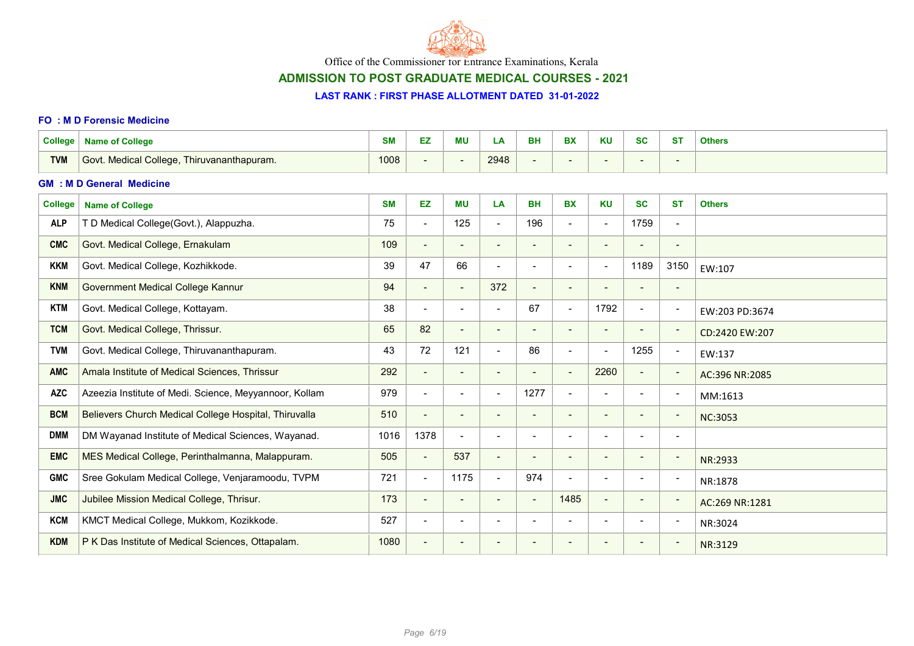Office of the Commissioner for Entrance Examinations, Kerala

## ADMISSION TO POST GRADUATE MEDICAL COURSES - 2021

### LAST RANK : FIRST PHASE ALLOTMENT DATED 31-01-2022

#### FO : M D Forensic Medicine

| College | Name of College | SM | EZ | MU | LA | BH | BX | KU | SC | ST | Others |
|---|---|---|---|---|---|---|---|---|---|---|---|
| TVM | Govt. Medical College, Thiruvananthapuram. | 1008 | - | - | 2948 | - | - | - | - | - | |

#### GM : M D General Medicine

| College | Name of College | SM | EZ | MU | LA | BH | BX | KU | SC | ST | Others |
|---|---|---|---|---|---|---|---|---|---|---|---|
| ALP | T D Medical College(Govt.), Alappuzha. | 75 | - | 125 | - | 196 | - | - | 1759 | - | |
| CMC | Govt. Medical College, Ernakulam | 109 | - | - | - | - | - | - | - | - | |
| KKM | Govt. Medical College, Kozhikkode. | 39 | 47 | 66 | - | - | - | - | 1189 | 3150 | EW:107 |
| KNM | Government Medical College Kannur | 94 | - | - | 372 | - | - | - | - | - | |
| KTM | Govt. Medical College, Kottayam. | 38 | - | - | - | 67 | - | 1792 | - | - | EW:203 PD:3674 |
| TCM | Govt. Medical College, Thrissur. | 65 | 82 | - | - | - | - | - | - | - | CD:2420 EW:207 |
| TVM | Govt. Medical College, Thiruvananthapuram. | 43 | 72 | 121 | - | 86 | - | - | 1255 | - | EW:137 |
| AMC | Amala Institute of Medical Sciences, Thrissur | 292 | - | - | - | - | - | 2260 | - | - | AC:396 NR:2085 |
| AZC | Azeezia Institute of Medi. Science, Meyyannoor, Kollam | 979 | - | - | - | 1277 | - | - | - | - | MM:1613 |
| BCM | Believers Church Medical College Hospital, Thiruvalla | 510 | - | - | - | - | - | - | - | - | NC:3053 |
| DMM | DM Wayanad Institute of Medical Sciences, Wayanad. | 1016 | 1378 | - | - | - | - | - | - | - | |
| EMC | MES Medical College, Perinthalmanna, Malappuram. | 505 | - | 537 | - | - | - | - | - | - | NR:2933 |
| GMC | Sree Gokulam Medical College, Venjaramoodu, TVPM | 721 | - | 1175 | - | 974 | - | - | - | - | NR:1878 |
| JMC | Jubilee Mission Medical College, Thrisur. | 173 | - | - | - | - | 1485 | - | - | - | AC:269 NR:1281 |
| KCM | KMCT Medical College, Mukkom, Kozikkode. | 527 | - | - | - | - | - | - | - | - | NR:3024 |
| KDM | P K Das Institute of Medical Sciences, Ottapalam. | 1080 | - | - | - | - | - | - | - | - | NR:3129 |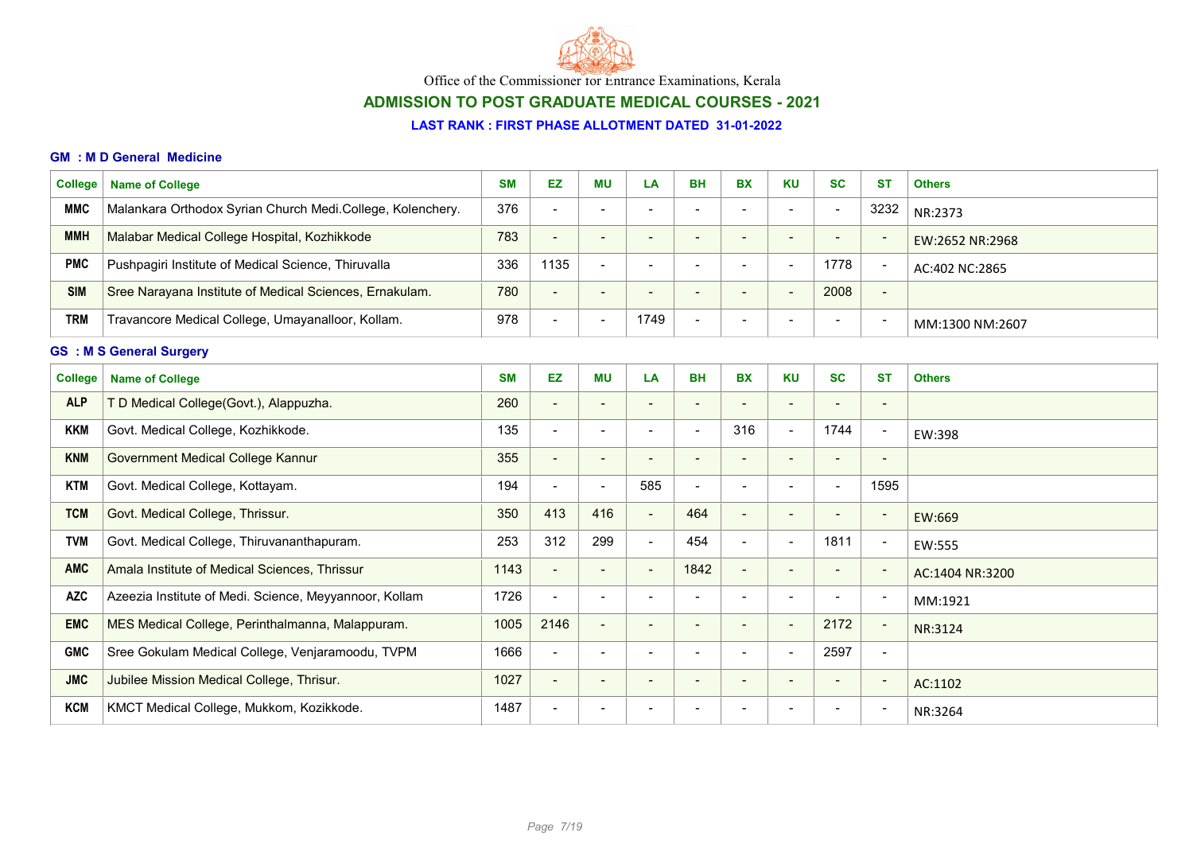Office of the Commissioner for Entrance Examinations, Kerala

## ADMISSION TO POST GRADUATE MEDICAL COURSES - 2021

### LAST RANK : FIRST PHASE ALLOTMENT DATED 31-01-2022

#### GM : M D General Medicine

| College | Name of College | SM | EZ | MU | LA | BH | BX | KU | SC | ST | Others |
|---|---|---|---|---|---|---|---|---|---|---|---|
| MMC | Malankara Orthodox Syrian Church Medi.College, Kolenchery. | 376 | - | - | - | - | - | - | - | 3232 | NR:2373 |
| MMH | Malabar Medical College Hospital, Kozhikkode | 783 | - | - | - | - | - | - | - | - | EW:2652 NR:2968 |
| PMC | Pushpagiri Institute of Medical Science, Thiruvalla | 336 | 1135 | - | - | - | - | - | 1778 | - | AC:402 NC:2865 |
| SIM | Sree Narayana Institute of Medical Sciences, Ernakulam. | 780 | - | - | - | - | - | - | 2008 | - | |
| TRM | Travancore Medical College, Umayanalloor, Kollam. | 978 | - | - | 1749 | - | - | - | - | - | MM:1300 NM:2607 |

#### GS : M S General Surgery

| College | Name of College | SM | EZ | MU | LA | BH | BX | KU | SC | ST | Others |
|---|---|---|---|---|---|---|---|---|---|---|---|
| ALP | T D Medical College(Govt.), Alappuzha. | 260 | - | - | - | - | - | - | - | - | |
| KKM | Govt. Medical College, Kozhikkode. | 135 | - | - | - | - | 316 | - | 1744 | - | EW:398 |
| KNM | Government Medical College Kannur | 355 | - | - | - | - | - | - | - | - | |
| KTM | Govt. Medical College, Kottayam. | 194 | - | - | 585 | - | - | - | - | 1595 | |
| TCM | Govt. Medical College, Thrissur. | 350 | 413 | 416 | - | 464 | - | - | - | - | EW:669 |
| TVM | Govt. Medical College, Thiruvananthapuram. | 253 | 312 | 299 | - | 454 | - | - | 1811 | - | EW:555 |
| AMC | Amala Institute of Medical Sciences, Thrissur | 1143 | - | - | - | 1842 | - | - | - | - | AC:1404 NR:3200 |
| AZC | Azeezia Institute of Medi. Science, Meyyannoor, Kollam | 1726 | - | - | - | - | - | - | - | - | MM:1921 |
| EMC | MES Medical College, Perinthalmanna, Malappuram. | 1005 | 2146 | - | - | - | - | - | 2172 | - | NR:3124 |
| GMC | Sree Gokulam Medical College, Venjaramoodu, TVPM | 1666 | - | - | - | - | - | - | 2597 | - | |
| JMC | Jubilee Mission Medical College, Thrisur. | 1027 | - | - | - | - | - | - | - | - | AC:1102 |
| KCM | KMCT Medical College, Mukkom, Kozikkode. | 1487 | - | - | - | - | - | - | - | - | NR:3264 |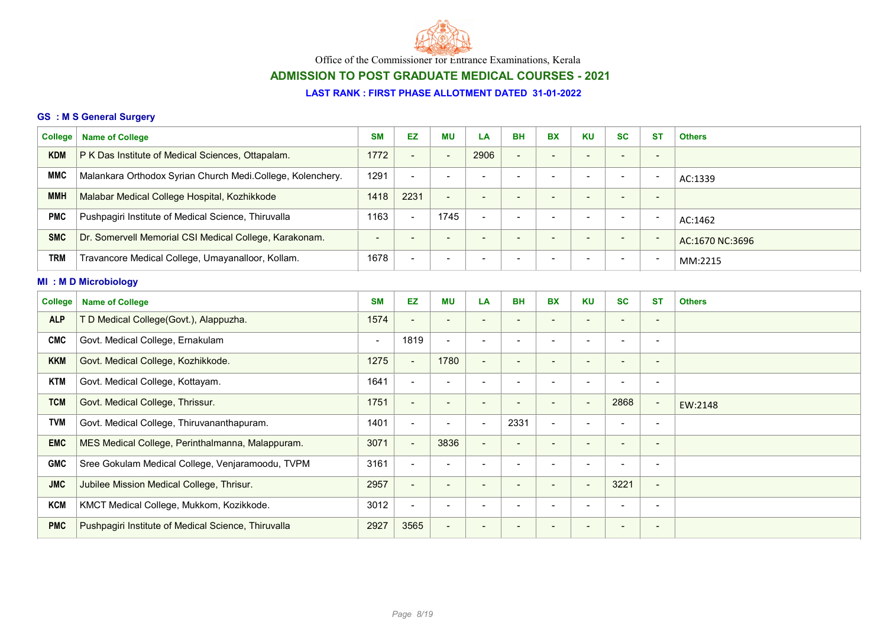Office of the Commissioner for Entrance Examinations, Kerala

## ADMISSION TO POST GRADUATE MEDICAL COURSES - 2021

### LAST RANK : FIRST PHASE ALLOTMENT DATED 31-01-2022

### GS : M S General Surgery

| College | Name of College | SM | EZ | MU | LA | BH | BX | KU | SC | ST | Others |
|---|---|---|---|---|---|---|---|---|---|---|---|
| KDM | P K Das Institute of Medical Sciences, Ottapalam. | 1772 | - | - | 2906 | - | - | - | - | - | |
| MMC | Malankara Orthodox Syrian Church Medi.College, Kolenchery. | 1291 | - | - | - | - | - | - | - | - | AC:1339 |
| MMH | Malabar Medical College Hospital, Kozhikkode | 1418 | 2231 | - | - | - | - | - | - | - | |
| PMC | Pushpagiri Institute of Medical Science, Thiruvalla | 1163 | - | 1745 | - | - | - | - | - | - | AC:1462 |
| SMC | Dr. Somervell Memorial CSI Medical College, Karakonam. | - | - | - | - | - | - | - | - | - | AC:1670 NC:3696 |
| TRM | Travancore Medical College, Umayanalloor, Kollam. | 1678 | - | - | - | - | - | - | - | - | MM:2215 |

### MI : M D Microbiology

| College | Name of College | SM | EZ | MU | LA | BH | BX | KU | SC | ST | Others |
|---|---|---|---|---|---|---|---|---|---|---|---|
| ALP | T D Medical College(Govt.), Alappuzha. | 1574 | - | - | - | - | - | - | - | - | |
| CMC | Govt. Medical College, Ernakulam | - | 1819 | - | - | - | - | - | - | - | |
| KKM | Govt. Medical College, Kozhikkode. | 1275 | - | 1780 | - | - | - | - | - | - | |
| KTM | Govt. Medical College, Kottayam. | 1641 | - | - | - | - | - | - | - | - | |
| TCM | Govt. Medical College, Thrissur. | 1751 | - | - | - | - | - | - | 2868 | - | EW:2148 |
| TVM | Govt. Medical College, Thiruvananthapuram. | 1401 | - | - | - | 2331 | - | - | - | - | |
| EMC | MES Medical College, Perinthalmanna, Malappuram. | 3071 | - | 3836 | - | - | - | - | - | - | |
| GMC | Sree Gokulam Medical College, Venjaramoodu, TVPM | 3161 | - | - | - | - | - | - | - | - | |
| JMC | Jubilee Mission Medical College, Thrisur. | 2957 | - | - | - | - | - | - | 3221 | - | |
| KCM | KMCT Medical College, Mukkom, Kozikkode. | 3012 | - | - | - | - | - | - | - | - | |
| PMC | Pushpagiri Institute of Medical Science, Thiruvalla | 2927 | 3565 | - | - | - | - | - | - | - | |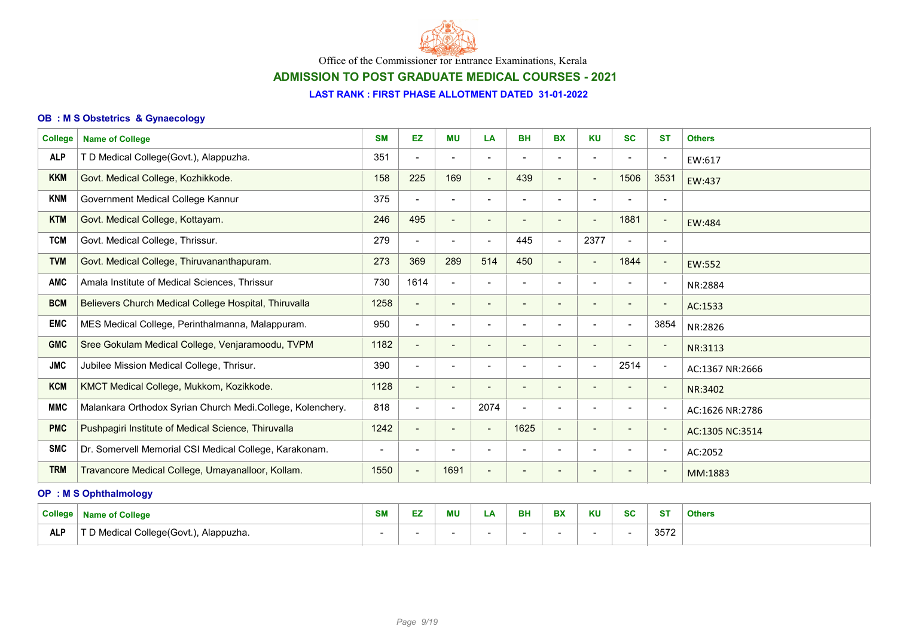Office of the Commissioner for Entrance Examinations, Kerala

## ADMISSION TO POST GRADUATE MEDICAL COURSES - 2021

### LAST RANK : FIRST PHASE ALLOTMENT DATED 31-01-2022

### OB : M S Obstetrics & Gynaecology

| College | Name of College | SM | EZ | MU | LA | BH | BX | KU | SC | ST | Others |
|---|---|---|---|---|---|---|---|---|---|---|---|
| ALP | T D Medical College(Govt.), Alappuzha. | 351 | - | - | - | - | - | - | - | - | EW:617 |
| KKM | Govt. Medical College, Kozhikkode. | 158 | 225 | 169 | - | 439 | - | - | 1506 | 3531 | EW:437 |
| KNM | Government Medical College Kannur | 375 | - | - | - | - | - | - | - | - | |
| KTM | Govt. Medical College, Kottayam. | 246 | 495 | - | - | - | - | - | 1881 | - | EW:484 |
| TCM | Govt. Medical College, Thrissur. | 279 | - | - | - | 445 | - | 2377 | - | - | |
| TVM | Govt. Medical College, Thiruvananthapuram. | 273 | 369 | 289 | 514 | 450 | - | - | 1844 | - | EW:552 |
| AMC | Amala Institute of Medical Sciences, Thrissur | 730 | 1614 | - | - | - | - | - | - | - | NR:2884 |
| BCM | Believers Church Medical College Hospital, Thiruvalla | 1258 | - | - | - | - | - | - | - | - | AC:1533 |
| EMC | MES Medical College, Perinthalmanna, Malappuram. | 950 | - | - | - | - | - | - | - | 3854 | NR:2826 |
| GMC | Sree Gokulam Medical College, Venjaramoodu, TVPM | 1182 | - | - | - | - | - | - | - | - | NR:3113 |
| JMC | Jubilee Mission Medical College, Thrisur. | 390 | - | - | - | - | - | - | 2514 | - | AC:1367 NR:2666 |
| KCM | KMCT Medical College, Mukkom, Kozikkode. | 1128 | - | - | - | - | - | - | - | - | NR:3402 |
| MMC | Malankara Orthodox Syrian Church Medi.College, Kolenchery. | 818 | - | - | 2074 | - | - | - | - | - | AC:1626 NR:2786 |
| PMC | Pushpagiri Institute of Medical Science, Thiruvalla | 1242 | - | - | - | 1625 | - | - | - | - | AC:1305 NC:3514 |
| SMC | Dr. Somervell Memorial CSI Medical College, Karakonam. | - | - | - | - | - | - | - | - | - | AC:2052 |
| TRM | Travancore Medical College, Umayanalloor, Kollam. | 1550 | - | 1691 | - | - | - | - | - | - | MM:1883 |

### OP : M S Ophthalmology

| College | Name of College | SM | EZ | MU | LA | BH | BX | KU | SC | ST | Others |
|---|---|---|---|---|---|---|---|---|---|---|---|
| ALP | T D Medical College(Govt.), Alappuzha. | - | - | - | - | - | - | - | - | 3572 | |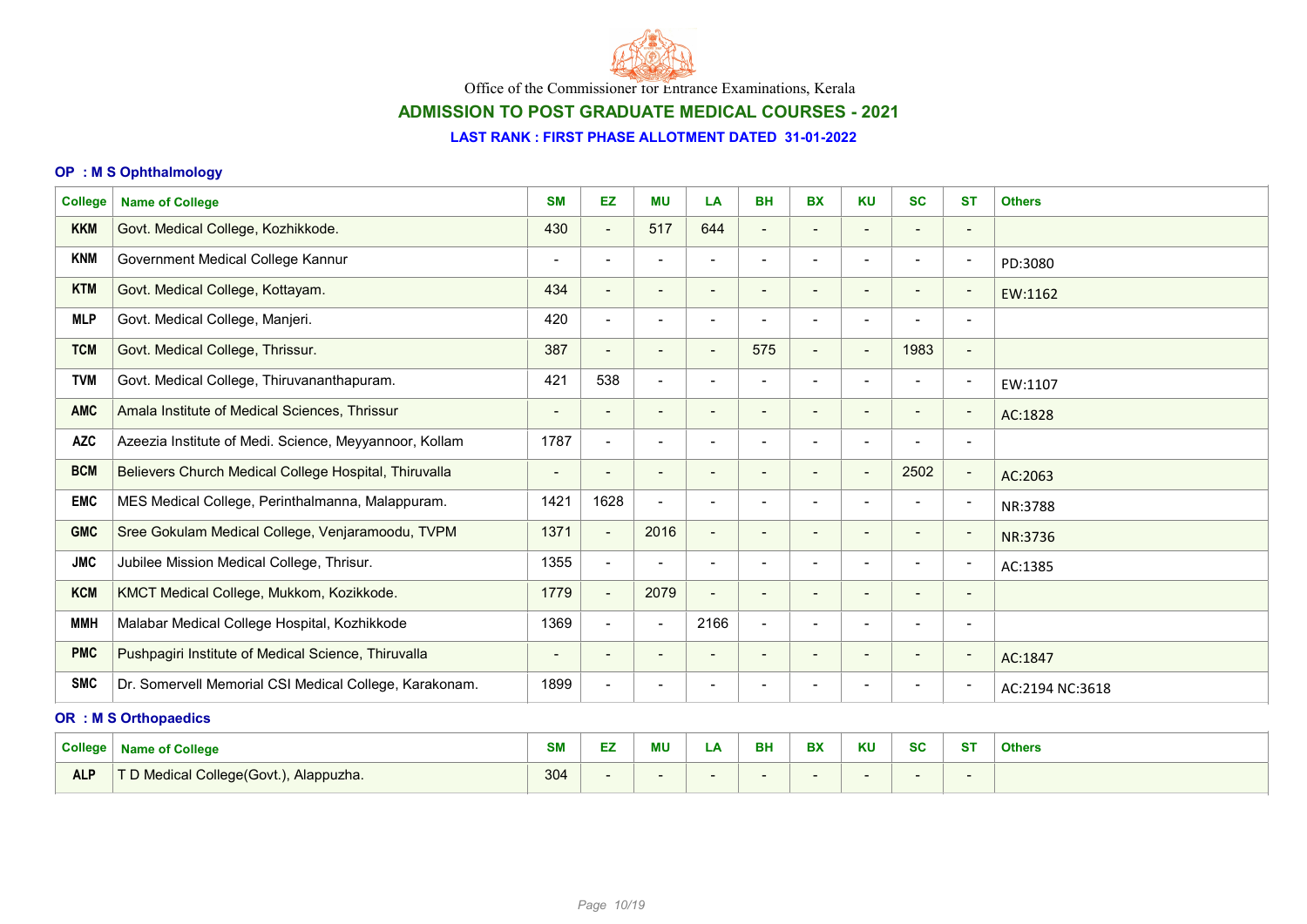Office of the Commissioner for Entrance Examinations, Kerala

## ADMISSION TO POST GRADUATE MEDICAL COURSES - 2021

### LAST RANK : FIRST PHASE ALLOTMENT DATED 31-01-2022

### OP : M S Ophthalmology

| College | Name of College | SM | EZ | MU | LA | BH | BX | KU | SC | ST | Others |
|---|---|---|---|---|---|---|---|---|---|---|---|
| KKM | Govt. Medical College, Kozhikkode. | 430 | - | 517 | 644 | - | - | - | - | - | |
| KNM | Government Medical College Kannur | - | - | - | - | - | - | - | - | - | PD:3080 |
| KTM | Govt. Medical College, Kottayam. | 434 | - | - | - | - | - | - | - | - | EW:1162 |
| MLP | Govt. Medical College, Manjeri. | 420 | - | - | - | - | - | - | - | - | |
| TCM | Govt. Medical College, Thrissur. | 387 | - | - | - | 575 | - | - | 1983 | - | |
| TVM | Govt. Medical College, Thiruvananthapuram. | 421 | 538 | - | - | - | - | - | - | - | EW:1107 |
| AMC | Amala Institute of Medical Sciences, Thrissur | - | - | - | - | - | - | - | - | - | AC:1828 |
| AZC | Azeezia Institute of Medi. Science, Meyyannoor, Kollam | 1787 | - | - | - | - | - | - | - | - | |
| BCM | Believers Church Medical College Hospital, Thiruvalla | - | - | - | - | - | - | - | 2502 | - | AC:2063 |
| EMC | MES Medical College, Perinthalmanna, Malappuram. | 1421 | 1628 | - | - | - | - | - | - | - | NR:3788 |
| GMC | Sree Gokulam Medical College, Venjaramoodu, TVPM | 1371 | - | 2016 | - | - | - | - | - | - | NR:3736 |
| JMC | Jubilee Mission Medical College, Thrisur. | 1355 | - | - | - | - | - | - | - | - | AC:1385 |
| KCM | KMCT Medical College, Mukkom, Kozikkode. | 1779 | - | 2079 | - | - | - | - | - | - | |
| MMH | Malabar Medical College Hospital, Kozhikkode | 1369 | - | - | 2166 | - | - | - | - | - | |
| PMC | Pushpagiri Institute of Medical Science, Thiruvalla | - | - | - | - | - | - | - | - | - | AC:1847 |
| SMC | Dr. Somervell Memorial CSI Medical College, Karakonam. | 1899 | - | - | - | - | - | - | - | - | AC:2194 NC:3618 |

### OR : M S Orthopaedics

| College | Name of College | SM | EZ | MU | LA | BH | BX | KU | SC | ST | Others |
|---|---|---|---|---|---|---|---|---|---|---|---|
| ALP | T D Medical College(Govt.), Alappuzha. | 304 | - | - | - | - | - | - | - | - | |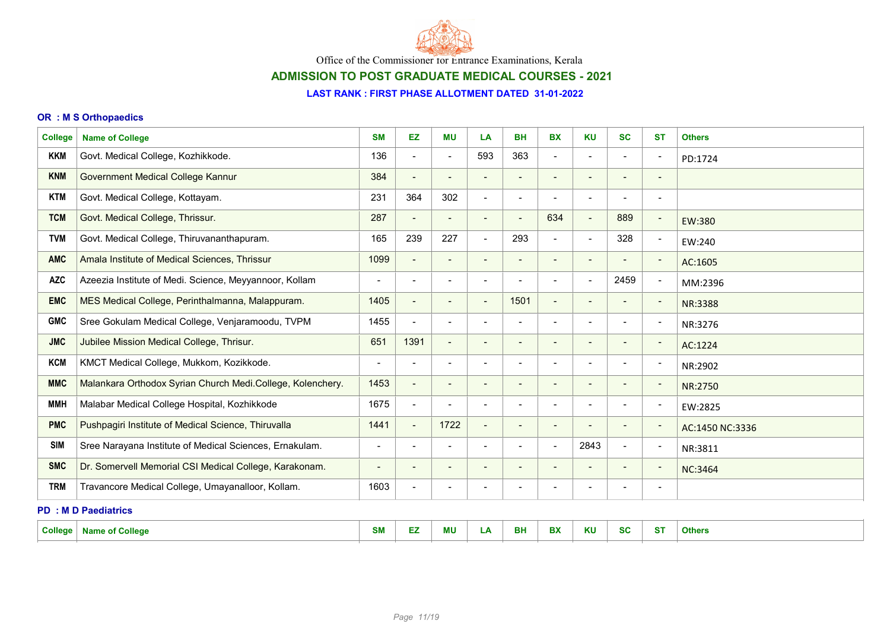Office of the Commissioner for Entrance Examinations, Kerala

## ADMISSION TO POST GRADUATE MEDICAL COURSES - 2021

### LAST RANK : FIRST PHASE ALLOTMENT DATED 31-01-2022

### OR : M S Orthopaedics

| College | Name of College | SM | EZ | MU | LA | BH | BX | KU | SC | ST | Others |
|---|---|---|---|---|---|---|---|---|---|---|---|
| KKM | Govt. Medical College, Kozhikkode. | 136 | - | - | 593 | 363 | - | - | - | - | PD:1724 |
| KNM | Government Medical College Kannur | 384 | - | - | - | - | - | - | - | - | |
| KTM | Govt. Medical College, Kottayam. | 231 | 364 | 302 | - | - | - | - | - | - | |
| TCM | Govt. Medical College, Thrissur. | 287 | - | - | - | - | 634 | - | 889 | - | EW:380 |
| TVM | Govt. Medical College, Thiruvananthapuram. | 165 | 239 | 227 | - | 293 | - | - | 328 | - | EW:240 |
| AMC | Amala Institute of Medical Sciences, Thrissur | 1099 | - | - | - | - | - | - | - | - | AC:1605 |
| AZC | Azeezia Institute of Medi. Science, Meyyannoor, Kollam | - | - | - | - | - | - | - | 2459 | - | MM:2396 |
| EMC | MES Medical College, Perinthalmanna, Malappuram. | 1405 | - | - | - | 1501 | - | - | - | - | NR:3388 |
| GMC | Sree Gokulam Medical College, Venjaramoodu, TVPM | 1455 | - | - | - | - | - | - | - | - | NR:3276 |
| JMC | Jubilee Mission Medical College, Thrisur. | 651 | 1391 | - | - | - | - | - | - | - | AC:1224 |
| KCM | KMCT Medical College, Mukkom, Kozikkode. | - | - | - | - | - | - | - | - | - | NR:2902 |
| MMC | Malankara Orthodox Syrian Church Medi.College, Kolenchery. | 1453 | - | - | - | - | - | - | - | - | NR:2750 |
| MMH | Malabar Medical College Hospital, Kozhikkode | 1675 | - | - | - | - | - | - | - | - | EW:2825 |
| PMC | Pushpagiri Institute of Medical Science, Thiruvalla | 1441 | - | 1722 | - | - | - | - | - | - | AC:1450 NC:3336 |
| SIM | Sree Narayana Institute of Medical Sciences, Ernakulam. | - | - | - | - | - | - | 2843 | - | - | NR:3811 |
| SMC | Dr. Somervell Memorial CSI Medical College, Karakonam. | - | - | - | - | - | - | - | - | - | NC:3464 |
| TRM | Travancore Medical College, Umayanalloor, Kollam. | 1603 | - | - | - | - | - | - | - | - | |

### PD : M D Paediatrics

| College | Name of College | SM | EZ | MU | LA | BH | BX | KU | SC | ST | Others |
|---|---|---|---|---|---|---|---|---|---|---|---|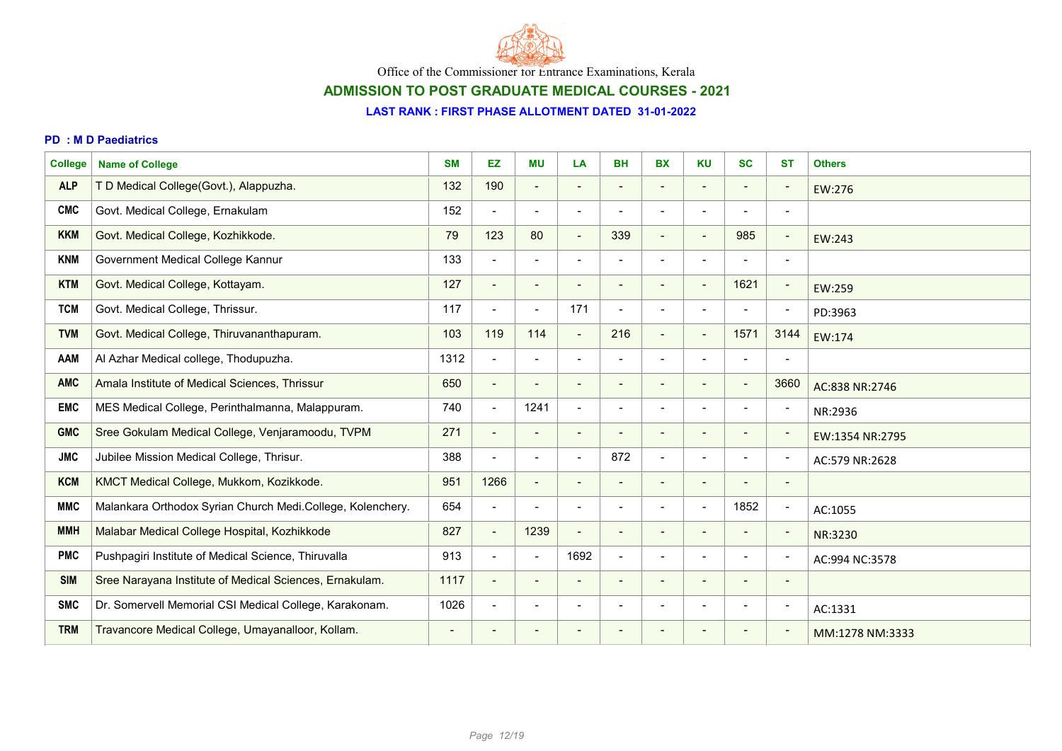Office of the Commissioner for Entrance Examinations, Kerala

## ADMISSION TO POST GRADUATE MEDICAL COURSES - 2021

### LAST RANK : FIRST PHASE ALLOTMENT DATED 31-01-2022

**PD : M D Paediatrics**

| College | Name of College | SM | EZ | MU | LA | BH | BX | KU | SC | ST | Others |
|---|---|---|---|---|---|---|---|---|---|---|---|
| ALP | T D Medical College(Govt.), Alappuzha. | 132 | 190 | - | - | - | - | - | - | - | EW:276 |
| CMC | Govt. Medical College, Ernakulam | 152 | - | - | - | - | - | - | - | - | |
| KKM | Govt. Medical College, Kozhikkode. | 79 | 123 | 80 | - | 339 | - | - | 985 | - | EW:243 |
| KNM | Government Medical College Kannur | 133 | - | - | - | - | - | - | - | - | |
| KTM | Govt. Medical College, Kottayam. | 127 | - | - | - | - | - | - | 1621 | - | EW:259 |
| TCM | Govt. Medical College, Thrissur. | 117 | - | - | 171 | - | - | - | - | - | PD:3963 |
| TVM | Govt. Medical College, Thiruvananthapuram. | 103 | 119 | 114 | - | 216 | - | - | 1571 | 3144 | EW:174 |
| AAM | Al Azhar Medical college, Thodupuzha. | 1312 | - | - | - | - | - | - | - | - | |
| AMC | Amala Institute of Medical Sciences, Thrissur | 650 | - | - | - | - | - | - | - | 3660 | AC:838 NR:2746 |
| EMC | MES Medical College, Perinthalmanna, Malappuram. | 740 | - | 1241 | - | - | - | - | - | - | NR:2936 |
| GMC | Sree Gokulam Medical College, Venjaramoodu, TVPM | 271 | - | - | - | - | - | - | - | - | EW:1354 NR:2795 |
| JMC | Jubilee Mission Medical College, Thrisur. | 388 | - | - | - | 872 | - | - | - | - | AC:579 NR:2628 |
| KCM | KMCT Medical College, Mukkom, Kozikkode. | 951 | 1266 | - | - | - | - | - | - | - | |
| MMC | Malankara Orthodox Syrian Church Medi.College, Kolenchery. | 654 | - | - | - | - | - | - | 1852 | - | AC:1055 |
| MMH | Malabar Medical College Hospital, Kozhikkode | 827 | - | 1239 | - | - | - | - | - | - | NR:3230 |
| PMC | Pushpagiri Institute of Medical Science, Thiruvalla | 913 | - | - | 1692 | - | - | - | - | - | AC:994 NC:3578 |
| SIM | Sree Narayana Institute of Medical Sciences, Ernakulam. | 1117 | - | - | - | - | - | - | - | - | |
| SMC | Dr. Somervell Memorial CSI Medical College, Karakonam. | 1026 | - | - | - | - | - | - | - | - | AC:1331 |
| TRM | Travancore Medical College, Umayanalloor, Kollam. | - | - | - | - | - | - | - | - | - | MM:1278 NM:3333 |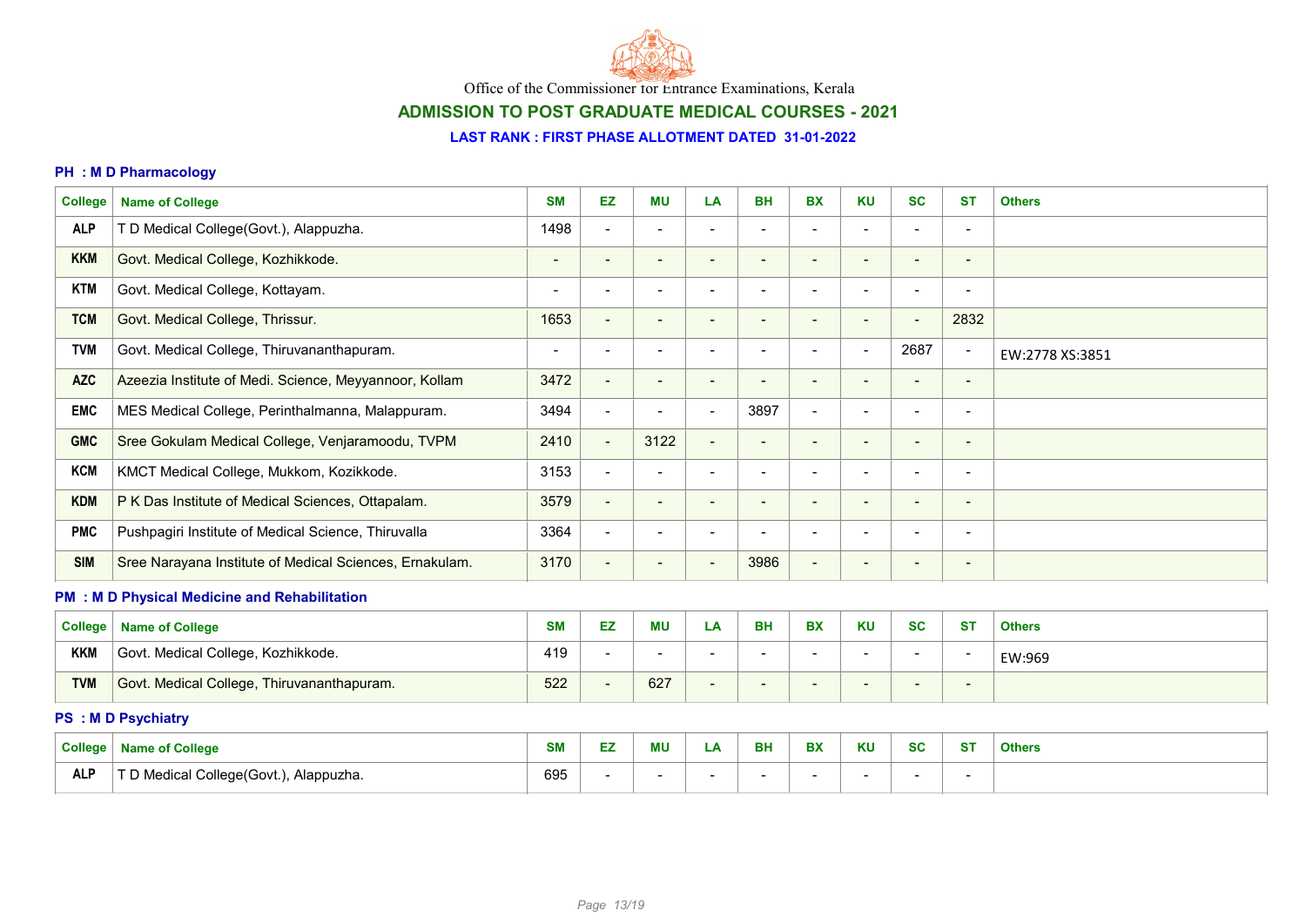Office of the Commissioner for Entrance Examinations, Kerala

## ADMISSION TO POST GRADUATE MEDICAL COURSES - 2021

### LAST RANK : FIRST PHASE ALLOTMENT DATED 31-01-2022

#### PH : M D Pharmacology

| College | Name of College | SM | EZ | MU | LA | BH | BX | KU | SC | ST | Others |
|---|---|---|---|---|---|---|---|---|---|---|---|
| ALP | T D Medical College(Govt.), Alappuzha. | 1498 | - | - | - | - | - | - | - | - | |
| KKM | Govt. Medical College, Kozhikkode. | - | - | - | - | - | - | - | - | - | |
| KTM | Govt. Medical College, Kottayam. | - | - | - | - | - | - | - | - | - | |
| TCM | Govt. Medical College, Thrissur. | 1653 | - | - | - | - | - | - | - | 2832 | |
| TVM | Govt. Medical College, Thiruvananthapuram. | - | - | - | - | - | - | - | 2687 | - | EW:2778 XS:3851 |
| AZC | Azeezia Institute of Medi. Science, Meyyannoor, Kollam | 3472 | - | - | - | - | - | - | - | - | |
| EMC | MES Medical College, Perinthalmanna, Malappuram. | 3494 | - | - | - | 3897 | - | - | - | - | |
| GMC | Sree Gokulam Medical College, Venjaramoodu, TVPM | 2410 | - | 3122 | - | - | - | - | - | - | |
| KCM | KMCT Medical College, Mukkom, Kozikkode. | 3153 | - | - | - | - | - | - | - | - | |
| KDM | P K Das Institute of Medical Sciences, Ottapalam. | 3579 | - | - | - | - | - | - | - | - | |
| PMC | Pushpagiri Institute of Medical Science, Thiruvalla | 3364 | - | - | - | - | - | - | - | - | |
| SIM | Sree Narayana Institute of Medical Sciences, Ernakulam. | 3170 | - | - | - | 3986 | - | - | - | - | |

#### PM : M D Physical Medicine and Rehabilitation

| College | Name of College | SM | EZ | MU | LA | BH | BX | KU | SC | ST | Others |
|---|---|---|---|---|---|---|---|---|---|---|---|
| KKM | Govt. Medical College, Kozhikkode. | 419 | - | - | - | - | - | - | - | - | EW:969 |
| TVM | Govt. Medical College, Thiruvananthapuram. | 522 | - | 627 | - | - | - | - | - | - | |

#### PS : M D Psychiatry

| College | Name of College | SM | EZ | MU | LA | BH | BX | KU | SC | ST | Others |
|---|---|---|---|---|---|---|---|---|---|---|---|
| ALP | T D Medical College(Govt.), Alappuzha. | 695 | - | - | - | - | - | - | - | - | |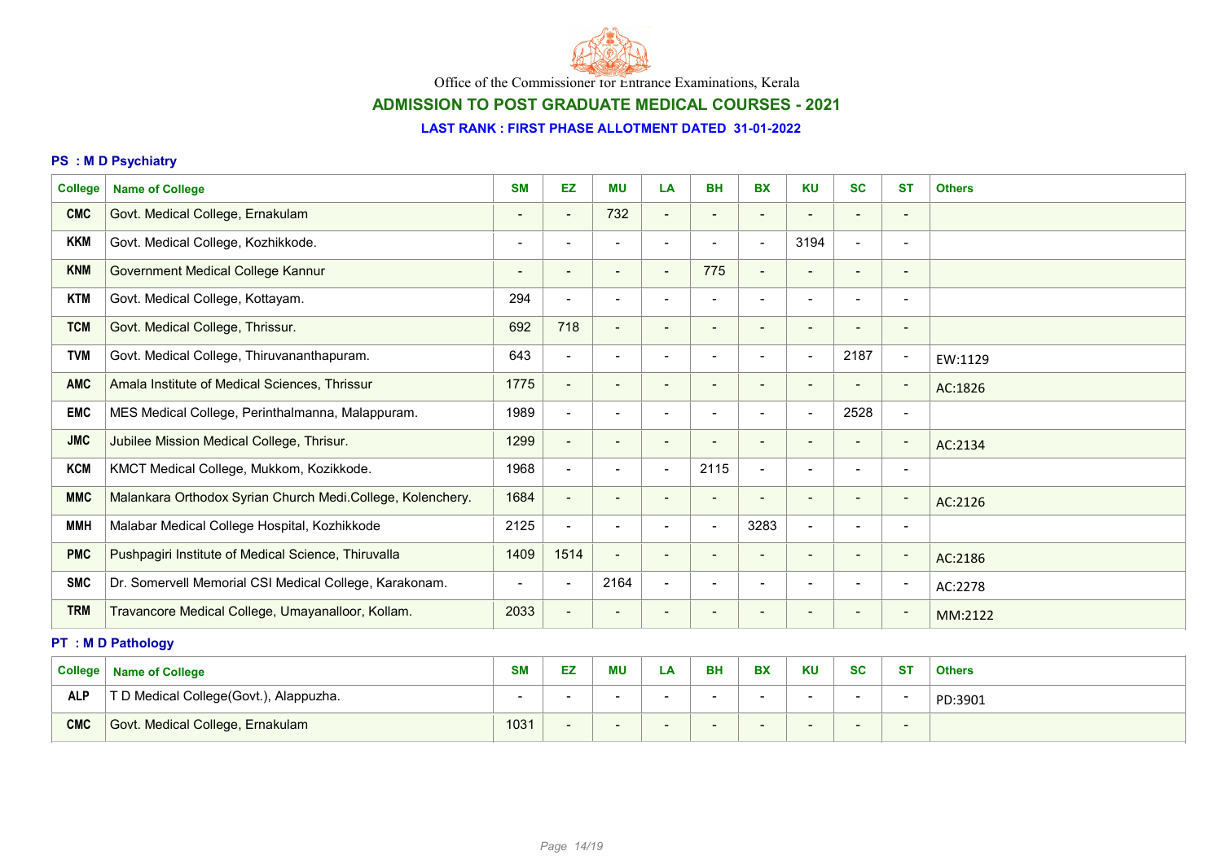Office of the Commissioner for Entrance Examinations, Kerala

## ADMISSION TO POST GRADUATE MEDICAL COURSES - 2021

### LAST RANK : FIRST PHASE ALLOTMENT DATED 31-01-2022

#### PS : M D Psychiatry

| College | Name of College | SM | EZ | MU | LA | BH | BX | KU | SC | ST | Others |
|---|---|---|---|---|---|---|---|---|---|---|---|
| CMC | Govt. Medical College, Ernakulam | - | - | 732 | - | - | - | - | - | - | |
| KKM | Govt. Medical College, Kozhikkode. | - | - | - | - | - | - | 3194 | - | - | |
| KNM | Government Medical College Kannur | - | - | - | - | 775 | - | - | - | - | |
| KTM | Govt. Medical College, Kottayam. | 294 | - | - | - | - | - | - | - | - | |
| TCM | Govt. Medical College, Thrissur. | 692 | 718 | - | - | - | - | - | - | - | |
| TVM | Govt. Medical College, Thiruvananthapuram. | 643 | - | - | - | - | - | - | 2187 | - | EW:1129 |
| AMC | Amala Institute of Medical Sciences, Thrissur | 1775 | - | - | - | - | - | - | - | - | AC:1826 |
| EMC | MES Medical College, Perinthalmanna, Malappuram. | 1989 | - | - | - | - | - | - | 2528 | - | |
| JMC | Jubilee Mission Medical College, Thrisur. | 1299 | - | - | - | - | - | - | - | - | AC:2134 |
| KCM | KMCT Medical College, Mukkom, Kozikkode. | 1968 | - | - | - | 2115 | - | - | - | - | |
| MMC | Malankara Orthodox Syrian Church Medi.College, Kolenchery. | 1684 | - | - | - | - | - | - | - | - | AC:2126 |
| MMH | Malabar Medical College Hospital, Kozhikkode | 2125 | - | - | - | - | 3283 | - | - | - | |
| PMC | Pushpagiri Institute of Medical Science, Thiruvalla | 1409 | 1514 | - | - | - | - | - | - | - | AC:2186 |
| SMC | Dr. Somervell Memorial CSI Medical College, Karakonam. | - | - | 2164 | - | - | - | - | - | - | AC:2278 |
| TRM | Travancore Medical College, Umayanalloor, Kollam. | 2033 | - | - | - | - | - | - | - | - | MM:2122 |

#### PT : M D Pathology

| College | Name of College | SM | EZ | MU | LA | BH | BX | KU | SC | ST | Others |
|---|---|---|---|---|---|---|---|---|---|---|---|
| ALP | T D Medical College(Govt.), Alappuzha. | - | - | - | - | - | - | - | - | - | PD:3901 |
| CMC | Govt. Medical College, Ernakulam | 1031 | - | - | - | - | - | - | - | - | |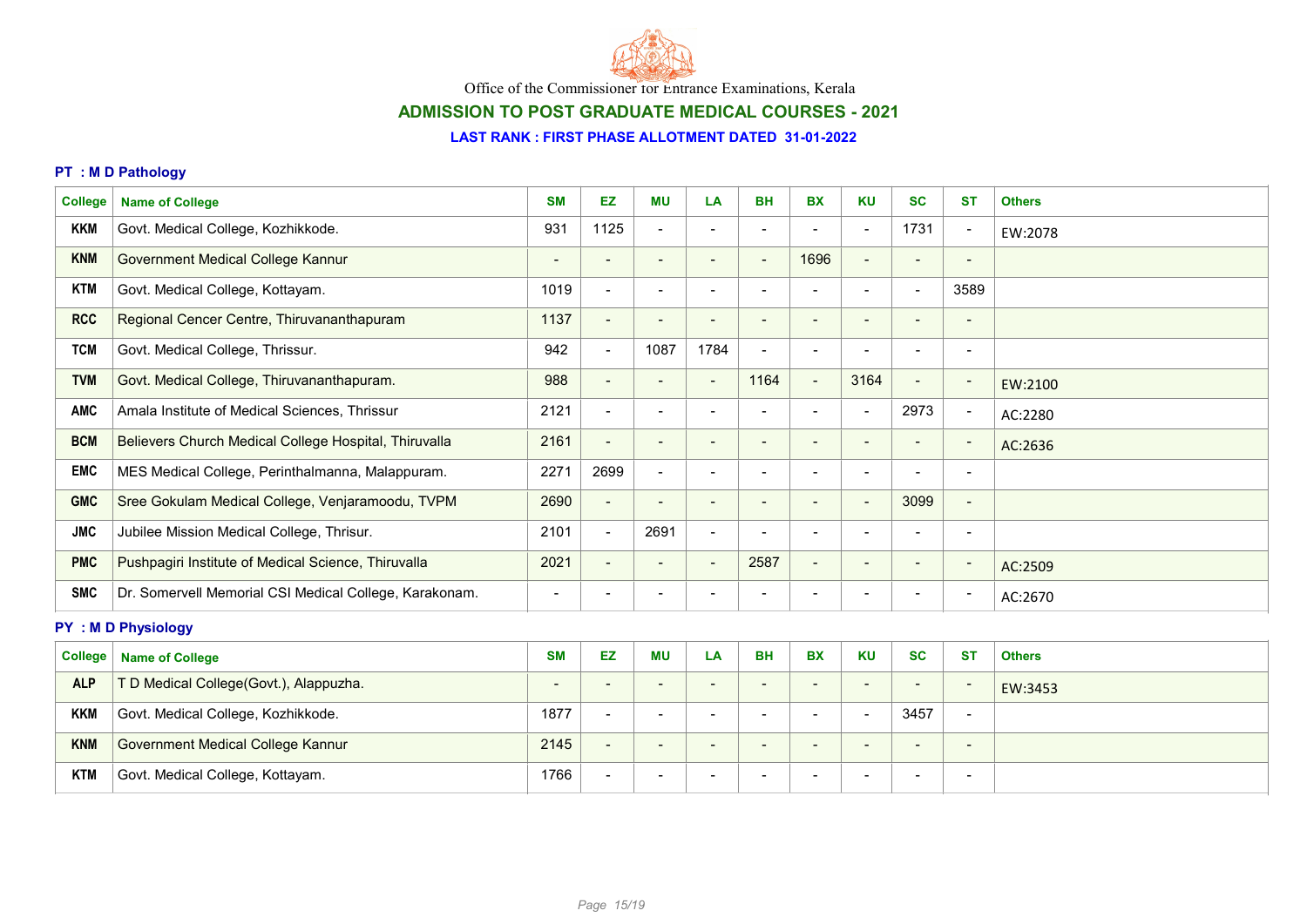Office of the Commissioner for Entrance Examinations, Kerala

## ADMISSION TO POST GRADUATE MEDICAL COURSES - 2021

### LAST RANK : FIRST PHASE ALLOTMENT DATED 31-01-2022

#### PT : M D Pathology

| College | Name of College | SM | EZ | MU | LA | BH | BX | KU | SC | ST | Others |
|---|---|---|---|---|---|---|---|---|---|---|---|
| KKM | Govt. Medical College, Kozhikkode. | 931 | 1125 | - | - | - | - | - | 1731 | - | EW:2078 |
| KNM | Government Medical College Kannur | - | - | - | - | - | 1696 | - | - | - | |
| KTM | Govt. Medical College, Kottayam. | 1019 | - | - | - | - | - | - | - | 3589 | |
| RCC | Regional Cencer Centre, Thiruvananthapuram | 1137 | - | - | - | - | - | - | - | - | |
| TCM | Govt. Medical College, Thrissur. | 942 | - | 1087 | 1784 | - | - | - | - | - | |
| TVM | Govt. Medical College, Thiruvananthapuram. | 988 | - | - | - | 1164 | - | 3164 | - | - | EW:2100 |
| AMC | Amala Institute of Medical Sciences, Thrissur | 2121 | - | - | - | - | - | - | 2973 | - | AC:2280 |
| BCM | Believers Church Medical College Hospital, Thiruvalla | 2161 | - | - | - | - | - | - | - | - | AC:2636 |
| EMC | MES Medical College, Perinthalmanna, Malappuram. | 2271 | 2699 | - | - | - | - | - | - | - | |
| GMC | Sree Gokulam Medical College, Venjaramoodu, TVPM | 2690 | - | - | - | - | - | - | 3099 | - | |
| JMC | Jubilee Mission Medical College, Thrisur. | 2101 | - | 2691 | - | - | - | - | - | - | |
| PMC | Pushpagiri Institute of Medical Science, Thiruvalla | 2021 | - | - | - | 2587 | - | - | - | - | AC:2509 |
| SMC | Dr. Somervell Memorial CSI Medical College, Karakonam. | - | - | - | - | - | - | - | - | - | AC:2670 |

#### PY : M D Physiology

| College | Name of College | SM | EZ | MU | LA | BH | BX | KU | SC | ST | Others |
|---|---|---|---|---|---|---|---|---|---|---|---|
| ALP | T D Medical College(Govt.), Alappuzha. | - | - | - | - | - | - | - | - | - | EW:3453 |
| KKM | Govt. Medical College, Kozhikkode. | 1877 | - | - | - | - | - | - | 3457 | - | |
| KNM | Government Medical College Kannur | 2145 | - | - | - | - | - | - | - | - | |
| KTM | Govt. Medical College, Kottayam. | 1766 | - | - | - | - | - | - | - | - | |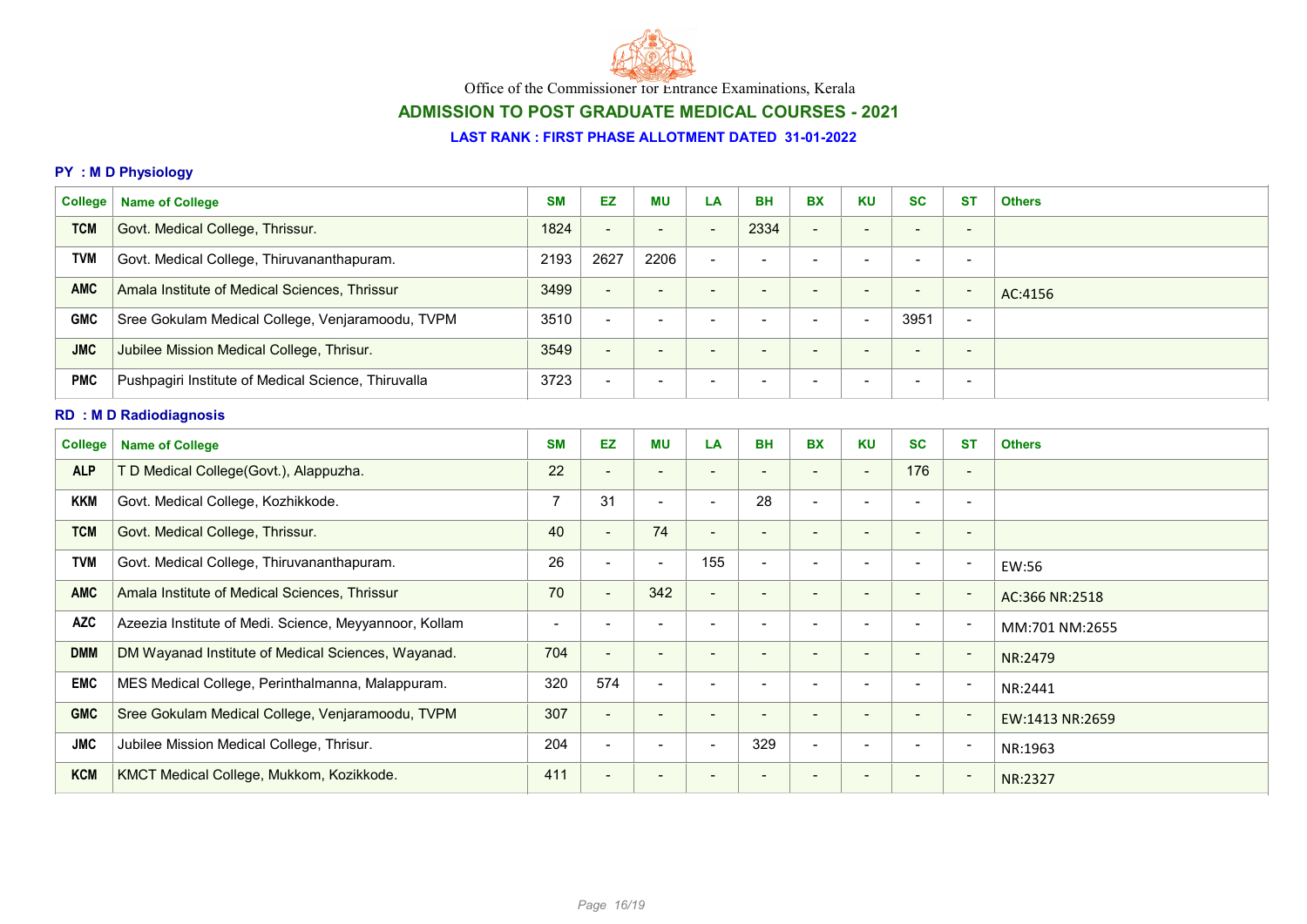Office of the Commissioner for Entrance Examinations, Kerala

## ADMISSION TO POST GRADUATE MEDICAL COURSES - 2021

### LAST RANK : FIRST PHASE ALLOTMENT DATED 31-01-2022

#### PY : M D Physiology

| College | Name of College | SM | EZ | MU | LA | BH | BX | KU | SC | ST | Others |
|---|---|---|---|---|---|---|---|---|---|---|---|
| TCM | Govt. Medical College, Thrissur. | 1824 | - | - | - | 2334 | - | - | - | - | |
| TVM | Govt. Medical College, Thiruvananthapuram. | 2193 | 2627 | 2206 | - | - | - | - | - | - | |
| AMC | Amala Institute of Medical Sciences, Thrissur | 3499 | - | - | - | - | - | - | - | - | AC:4156 |
| GMC | Sree Gokulam Medical College, Venjaramoodu, TVPM | 3510 | - | - | - | - | - | - | 3951 | - | |
| JMC | Jubilee Mission Medical College, Thrisur. | 3549 | - | - | - | - | - | - | - | - | |
| PMC | Pushpagiri Institute of Medical Science, Thiruvalla | 3723 | - | - | - | - | - | - | - | - | |

#### RD : M D Radiodiagnosis

| College | Name of College | SM | EZ | MU | LA | BH | BX | KU | SC | ST | Others |
|---|---|---|---|---|---|---|---|---|---|---|---|
| ALP | T D Medical College(Govt.), Alappuzha. | 22 | - | - | - | - | - | - | 176 | - | |
| KKM | Govt. Medical College, Kozhikkode. | 7 | 31 | - | - | 28 | - | - | - | - | |
| TCM | Govt. Medical College, Thrissur. | 40 | - | 74 | - | - | - | - | - | - | |
| TVM | Govt. Medical College, Thiruvananthapuram. | 26 | - | - | 155 | - | - | - | - | - | EW:56 |
| AMC | Amala Institute of Medical Sciences, Thrissur | 70 | - | 342 | - | - | - | - | - | - | AC:366 NR:2518 |
| AZC | Azeezia Institute of Medi. Science, Meyyannoor, Kollam | - | - | - | - | - | - | - | - | - | MM:701 NM:2655 |
| DMM | DM Wayanad Institute of Medical Sciences, Wayanad. | 704 | - | - | - | - | - | - | - | - | NR:2479 |
| EMC | MES Medical College, Perinthalmanna, Malappuram. | 320 | 574 | - | - | - | - | - | - | - | NR:2441 |
| GMC | Sree Gokulam Medical College, Venjaramoodu, TVPM | 307 | - | - | - | - | - | - | - | - | EW:1413 NR:2659 |
| JMC | Jubilee Mission Medical College, Thrisur. | 204 | - | - | - | 329 | - | - | - | - | NR:1963 |
| KCM | KMCT Medical College, Mukkom, Kozikkode. | 411 | - | - | - | - | - | - | - | - | NR:2327 |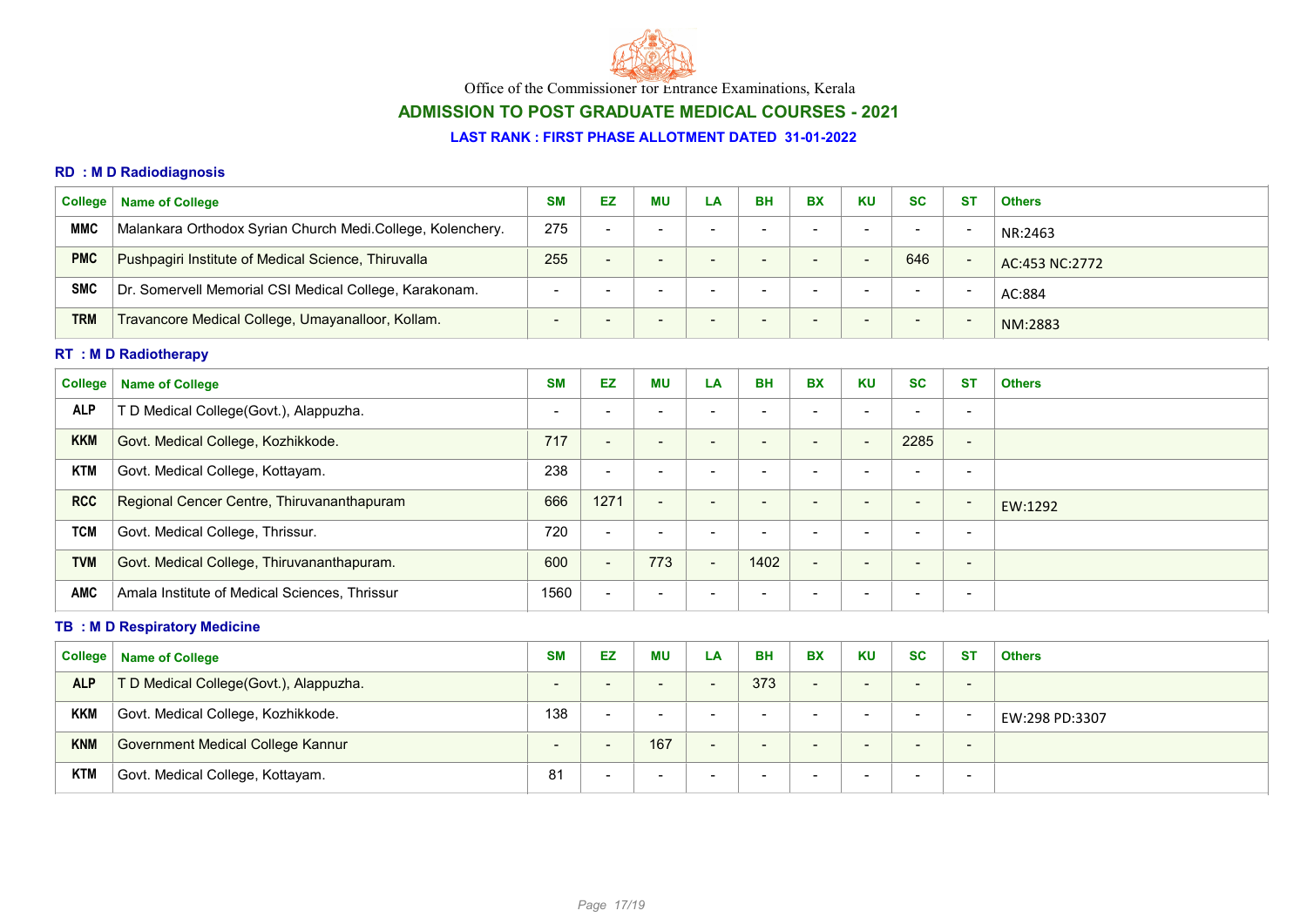Office of the Commissioner for Entrance Examinations, Kerala

## ADMISSION TO POST GRADUATE MEDICAL COURSES - 2021

### LAST RANK : FIRST PHASE ALLOTMENT DATED 31-01-2022

#### RD : M D Radiodiagnosis

| College | Name of College | SM | EZ | MU | LA | BH | BX | KU | SC | ST | Others |
|---|---|---|---|---|---|---|---|---|---|---|---|
| MMC | Malankara Orthodox Syrian Church Medi.College, Kolenchery. | 275 | - | - | - | - | - | - | - | - | NR:2463 |
| PMC | Pushpagiri Institute of Medical Science, Thiruvalla | 255 | - | - | - | - | - | - | 646 | - | AC:453 NC:2772 |
| SMC | Dr. Somervell Memorial CSI Medical College, Karakonam. | - | - | - | - | - | - | - | - | - | AC:884 |
| TRM | Travancore Medical College, Umayanalloor, Kollam. | - | - | - | - | - | - | - | - | - | NM:2883 |

#### RT : M D Radiotherapy

| College | Name of College | SM | EZ | MU | LA | BH | BX | KU | SC | ST | Others |
|---|---|---|---|---|---|---|---|---|---|---|---|
| ALP | T D Medical College(Govt.), Alappuzha. | - | - | - | - | - | - | - | - | - | |
| KKM | Govt. Medical College, Kozhikkode. | 717 | - | - | - | - | - | - | 2285 | - | |
| KTM | Govt. Medical College, Kottayam. | 238 | - | - | - | - | - | - | - | - | |
| RCC | Regional Cencer Centre, Thiruvananthapuram | 666 | 1271 | - | - | - | - | - | - | - | EW:1292 |
| TCM | Govt. Medical College, Thrissur. | 720 | - | - | - | - | - | - | - | - | |
| TVM | Govt. Medical College, Thiruvananthapuram. | 600 | - | 773 | - | 1402 | - | - | - | - | |
| AMC | Amala Institute of Medical Sciences, Thrissur | 1560 | - | - | - | - | - | - | - | - | |

#### TB : M D Respiratory Medicine

| College | Name of College | SM | EZ | MU | LA | BH | BX | KU | SC | ST | Others |
|---|---|---|---|---|---|---|---|---|---|---|---|
| ALP | T D Medical College(Govt.), Alappuzha. | - | - | - | - | 373 | - | - | - | - | |
| KKM | Govt. Medical College, Kozhikkode. | 138 | - | - | - | - | - | - | - | - | EW:298 PD:3307 |
| KNM | Government Medical College Kannur | - | - | 167 | - | - | - | - | - | - | |
| KTM | Govt. Medical College, Kottayam. | 81 | - | - | - | - | - | - | - | - | |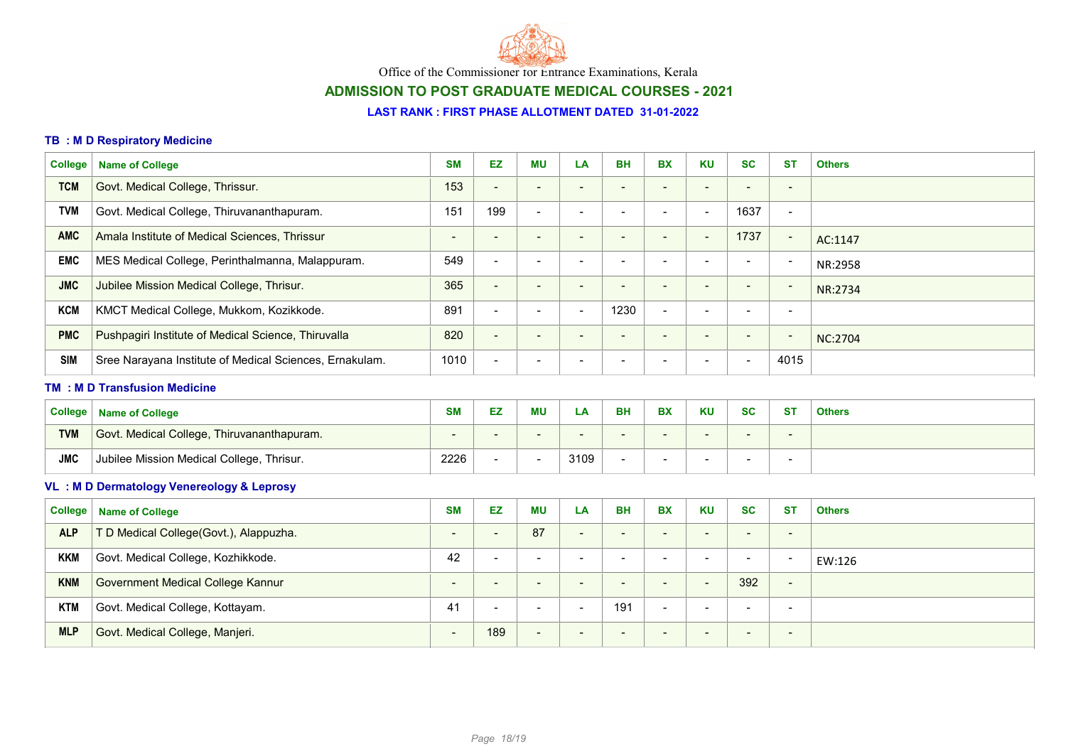Office of the Commissioner for Entrance Examinations, Kerala

## ADMISSION TO POST GRADUATE MEDICAL COURSES - 2021

### LAST RANK : FIRST PHASE ALLOTMENT DATED 31-01-2022

#### TB : M D Respiratory Medicine

| College | Name of College | SM | EZ | MU | LA | BH | BX | KU | SC | ST | Others |
|---|---|---|---|---|---|---|---|---|---|---|---|
| TCM | Govt. Medical College, Thrissur. | 153 | - | - | - | - | - | - | - | - | |
| TVM | Govt. Medical College, Thiruvananthapuram. | 151 | 199 | - | - | - | - | - | 1637 | - | |
| AMC | Amala Institute of Medical Sciences, Thrissur | - | - | - | - | - | - | - | 1737 | - | AC:1147 |
| EMC | MES Medical College, Perinthalmanna, Malappuram. | 549 | - | - | - | - | - | - | - | - | NR:2958 |
| JMC | Jubilee Mission Medical College, Thrisur. | 365 | - | - | - | - | - | - | - | - | NR:2734 |
| KCM | KMCT Medical College, Mukkom, Kozikkode. | 891 | - | - | - | 1230 | - | - | - | - | |
| PMC | Pushpagiri Institute of Medical Science, Thiruvalla | 820 | - | - | - | - | - | - | - | - | NC:2704 |
| SIM | Sree Narayana Institute of Medical Sciences, Ernakulam. | 1010 | - | - | - | - | - | - | - | 4015 | |

#### TM : M D Transfusion Medicine

| College | Name of College | SM | EZ | MU | LA | BH | BX | KU | SC | ST | Others |
|---|---|---|---|---|---|---|---|---|---|---|---|
| TVM | Govt. Medical College, Thiruvananthapuram. | - | - | - | - | - | - | - | - | - | |
| JMC | Jubilee Mission Medical College, Thrisur. | 2226 | - | - | 3109 | - | - | - | - | - | |

#### VL : M D Dermatology Venereology & Leprosy

| College | Name of College | SM | EZ | MU | LA | BH | BX | KU | SC | ST | Others |
|---|---|---|---|---|---|---|---|---|---|---|---|
| ALP | T D Medical College(Govt.), Alappuzha. | - | - | 87 | - | - | - | - | - | - | |
| KKM | Govt. Medical College, Kozhikkode. | 42 | - | - | - | - | - | - | - | - | EW:126 |
| KNM | Government Medical College Kannur | - | - | - | - | - | - | - | 392 | - | |
| KTM | Govt. Medical College, Kottayam. | 41 | - | - | - | 191 | - | - | - | - | |
| MLP | Govt. Medical College, Manjeri. | - | 189 | - | - | - | - | - | - | - | |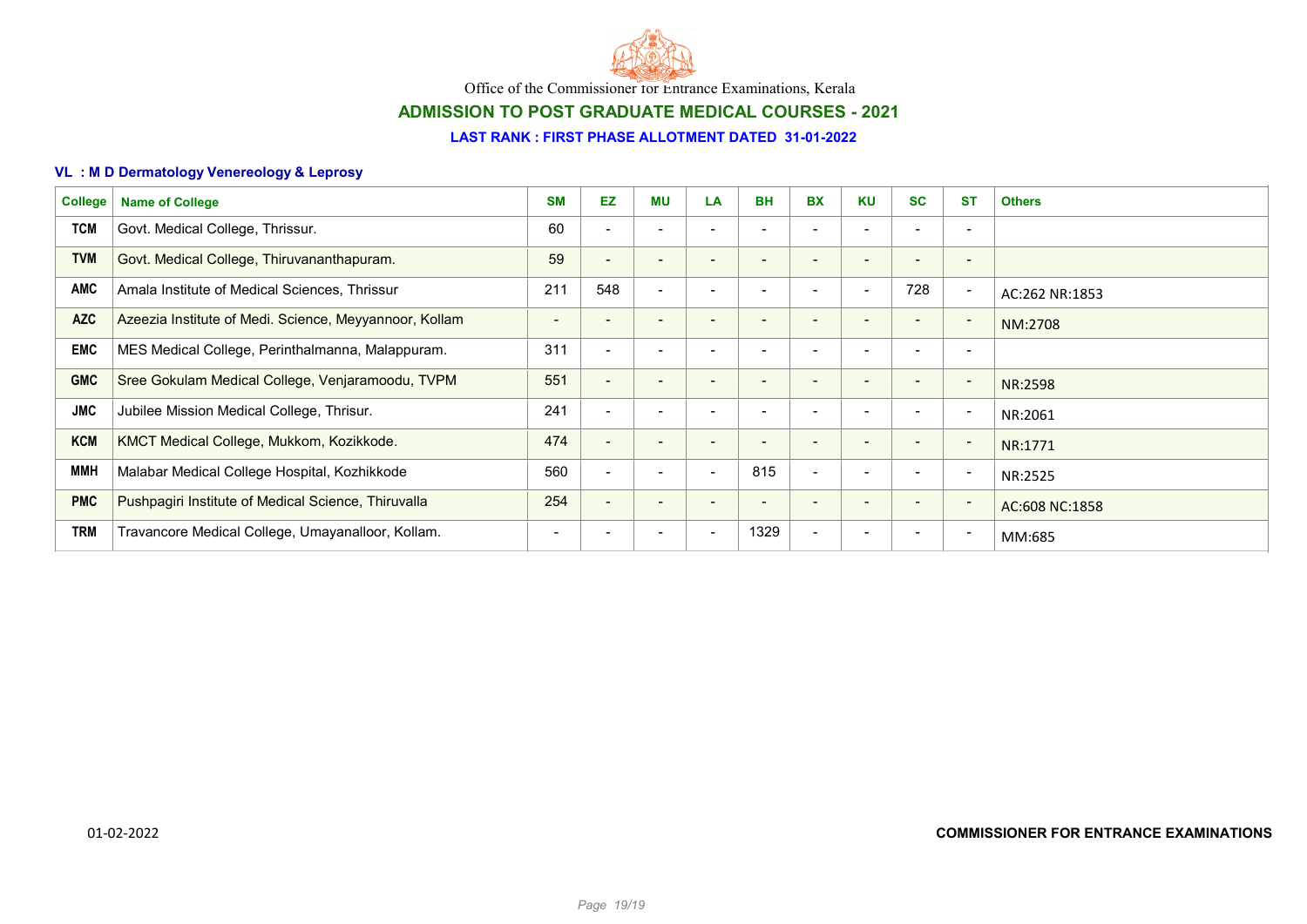Office of the Commissioner for Entrance Examinations, Kerala

## ADMISSION TO POST GRADUATE MEDICAL COURSES - 2021

### LAST RANK : FIRST PHASE ALLOTMENT DATED 31-01-2022

#### VL : M D Dermatology Venereology & Leprosy

| College | Name of College | SM | EZ | MU | LA | BH | BX | KU | SC | ST | Others |
|---|---|---|---|---|---|---|---|---|---|---|---|
| TCM | Govt. Medical College, Thrissur. | 60 | - | - | - | - | - | - | - | - | |
| TVM | Govt. Medical College, Thiruvananthapuram. | 59 | - | - | - | - | - | - | - | - | |
| AMC | Amala Institute of Medical Sciences, Thrissur | 211 | 548 | - | - | - | - | - | 728 | - | AC:262 NR:1853 |
| AZC | Azeezia Institute of Medi. Science, Meyyannoor, Kollam | - | - | - | - | - | - | - | - | - | NM:2708 |
| EMC | MES Medical College, Perinthalmanna, Malappuram. | 311 | - | - | - | - | - | - | - | - | |
| GMC | Sree Gokulam Medical College, Venjaramoodu, TVPM | 551 | - | - | - | - | - | - | - | - | NR:2598 |
| JMC | Jubilee Mission Medical College, Thrisur. | 241 | - | - | - | - | - | - | - | - | NR:2061 |
| KCM | KMCT Medical College, Mukkom, Kozikkode. | 474 | - | - | - | - | - | - | - | - | NR:1771 |
| MMH | Malabar Medical College Hospital, Kozhikkode | 560 | - | - | - | 815 | - | - | - | - | NR:2525 |
| PMC | Pushpagiri Institute of Medical Science, Thiruvalla | 254 | - | - | - | - | - | - | - | - | AC:608 NC:1858 |
| TRM | Travancore Medical College, Umayanalloor, Kollam. | - | - | - | - | 1329 | - | - | - | - | MM:685 |

01-02-2022

**COMMISSIONER FOR ENTRANCE EXAMINATIONS**